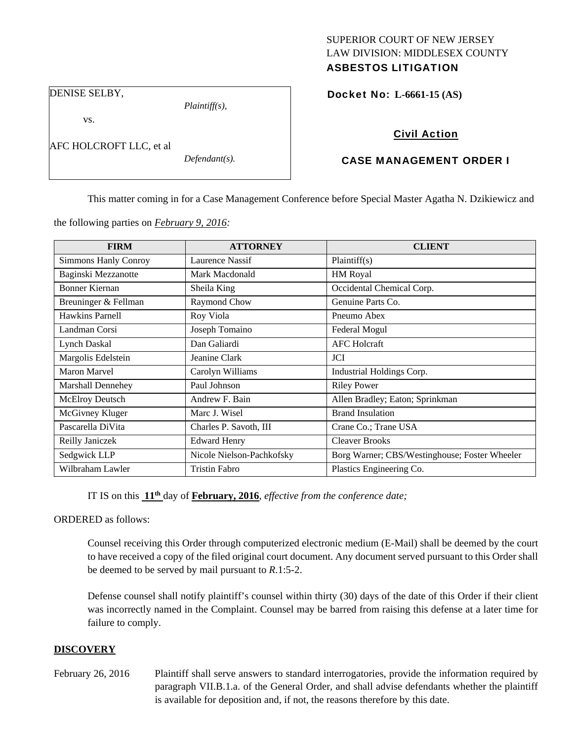SUPERIOR COURT OF NEW JERSEY
LAW DIVISION: MIDDLESEX COUNTY
**ASBESTOS LITIGATION**

DENISE SELBY,

*Plaintiff(s),*

vs.

AFC HOLCROFT LLC, et al

*Defendant(s).*

**Docket No: L-6661-15 (AS)**

**Civil Action**

**CASE MANAGEMENT ORDER I**

This matter coming in for a Case Management Conference before Special Master Agatha N. Dzikiewicz and the following parties on ***February 9, 2016***:

| FIRM | ATTORNEY | CLIENT |
|---|---|---|
| Simmons Hanly Conroy | Laurence Nassif | Plaintiff(s) |
| Baginski Mezzanotte | Mark Macdonald | HM Royal |
| Bonner Kiernan | Sheila King | Occidental Chemical Corp. |
| Breuninger & Fellman | Raymond Chow | Genuine Parts Co. |
| Hawkins Parnell | Roy Viola | Pneumo Abex |
| Landman Corsi | Joseph Tomaino | Federal Mogul |
| Lynch Daskal | Dan Galiardi | AFC Holcraft |
| Margolis Edelstein | Jeanine Clark | JCI |
| Maron Marvel | Carolyn Williams | Industrial Holdings Corp. |
| Marshall Dennehey | Paul Johnson | Riley Power |
| McElroy Deutsch | Andrew F. Bain | Allen Bradley; Eaton; Sprinkman |
| McGivney Kluger | Marc J. Wisel | Brand Insulation |
| Pascarella DiVita | Charles P. Savoth, III | Crane Co.; Trane USA |
| Reilly Janiczek | Edward Henry | Cleaver Brooks |
| Sedgwick LLP | Nicole Nielson-Pachkofsky | Borg Warner; CBS/Westinghouse; Foster Wheeler |
| Wilbraham Lawler | Tristin Fabro | Plastics Engineering Co. |

IT IS on this **11th** day of **February, 2016**, *effective from the conference date;*

ORDERED as follows:

Counsel receiving this Order through computerized electronic medium (E-Mail) shall be deemed by the court to have received a copy of the filed original court document. Any document served pursuant to this Order shall be deemed to be served by mail pursuant to *R*.1:5-2.

Defense counsel shall notify plaintiff's counsel within thirty (30) days of the date of this Order if their client was incorrectly named in the Complaint. Counsel may be barred from raising this defense at a later time for failure to comply.

**DISCOVERY**

February 26, 2016 — Plaintiff shall serve answers to standard interrogatories, provide the information required by paragraph VII.B.1.a. of the General Order, and shall advise defendants whether the plaintiff is available for deposition and, if not, the reasons therefore by this date.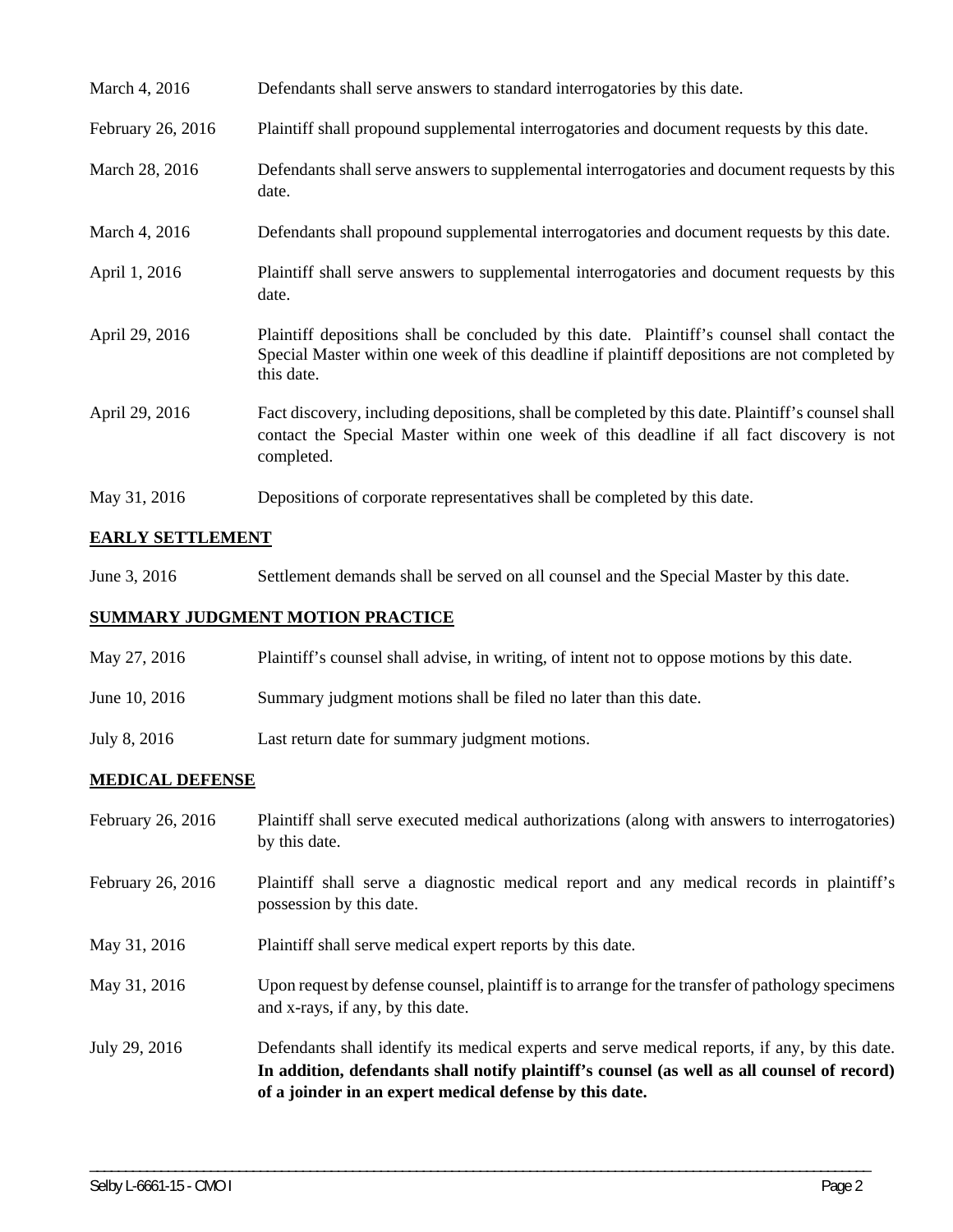| | |
|---|---|
| March 4, 2016 | Defendants shall serve answers to standard interrogatories by this date. |
| February 26, 2016 | Plaintiff shall propound supplemental interrogatories and document requests by this date. |
| March 28, 2016 | Defendants shall serve answers to supplemental interrogatories and document requests by this date. |
| March 4, 2016 | Defendants shall propound supplemental interrogatories and document requests by this date. |
| April 1, 2016 | Plaintiff shall serve answers to supplemental interrogatories and document requests by this date. |
| April 29, 2016 | Plaintiff depositions shall be concluded by this date. Plaintiff's counsel shall contact the Special Master within one week of this deadline if plaintiff depositions are not completed by this date. |
| April 29, 2016 | Fact discovery, including depositions, shall be completed by this date. Plaintiff's counsel shall contact the Special Master within one week of this deadline if all fact discovery is not completed. |
| May 31, 2016 | Depositions of corporate representatives shall be completed by this date. |

**EARLY SETTLEMENT**

| | |
|---|---|
| June 3, 2016 | Settlement demands shall be served on all counsel and the Special Master by this date. |

**SUMMARY JUDGMENT MOTION PRACTICE**

| | |
|---|---|
| May 27, 2016 | Plaintiff's counsel shall advise, in writing, of intent not to oppose motions by this date. |
| June 10, 2016 | Summary judgment motions shall be filed no later than this date. |
| July 8, 2016 | Last return date for summary judgment motions. |

**MEDICAL DEFENSE**

| | |
|---|---|
| February 26, 2016 | Plaintiff shall serve executed medical authorizations (along with answers to interrogatories) by this date. |
| February 26, 2016 | Plaintiff shall serve a diagnostic medical report and any medical records in plaintiff's possession by this date. |
| May 31, 2016 | Plaintiff shall serve medical expert reports by this date. |
| May 31, 2016 | Upon request by defense counsel, plaintiff is to arrange for the transfer of pathology specimens and x-rays, if any, by this date. |
| July 29, 2016 | Defendants shall identify its medical experts and serve medical reports, if any, by this date. **In addition, defendants shall notify plaintiff's counsel (as well as all counsel of record) of a joinder in an expert medical defense by this date.** |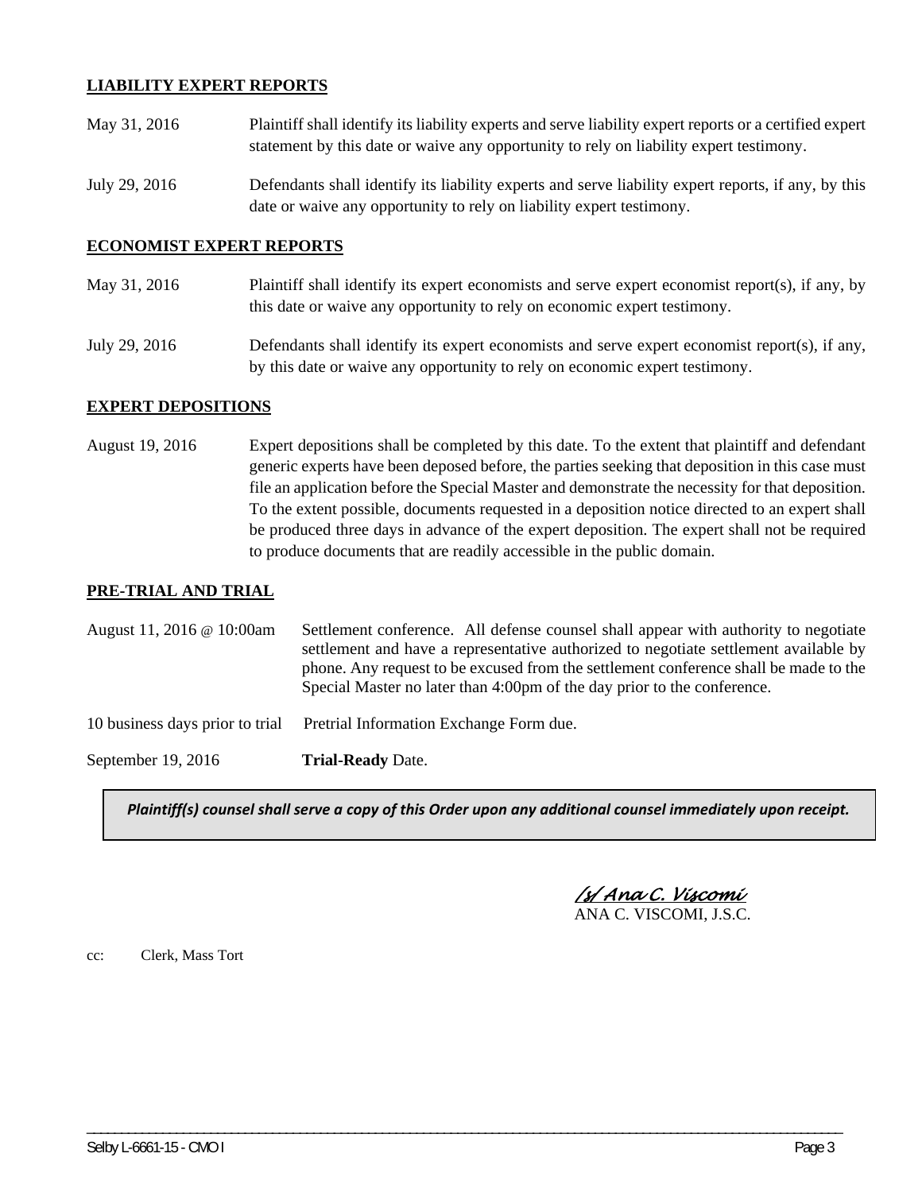## LIABILITY EXPERT REPORTS

| | |
|---|---|
| May 31, 2016 | Plaintiff shall identify its liability experts and serve liability expert reports or a certified expert statement by this date or waive any opportunity to rely on liability expert testimony. |
| July 29, 2016 | Defendants shall identify its liability experts and serve liability expert reports, if any, by this date or waive any opportunity to rely on liability expert testimony. |

## ECONOMIST EXPERT REPORTS

| | |
|---|---|
| May 31, 2016 | Plaintiff shall identify its expert economists and serve expert economist report(s), if any, by this date or waive any opportunity to rely on economic expert testimony. |
| July 29, 2016 | Defendants shall identify its expert economists and serve expert economist report(s), if any, by this date or waive any opportunity to rely on economic expert testimony. |

## EXPERT DEPOSITIONS

| | |
|---|---|
| August 19, 2016 | Expert depositions shall be completed by this date. To the extent that plaintiff and defendant generic experts have been deposed before, the parties seeking that deposition in this case must file an application before the Special Master and demonstrate the necessity for that deposition. To the extent possible, documents requested in a deposition notice directed to an expert shall be produced three days in advance of the expert deposition. The expert shall not be required to produce documents that are readily accessible in the public domain. |

## PRE-TRIAL AND TRIAL

| | |
|---|---|
| August 11, 2016 @ 10:00am | Settlement conference. All defense counsel shall appear with authority to negotiate settlement and have a representative authorized to negotiate settlement available by phone. Any request to be excused from the settlement conference shall be made to the Special Master no later than 4:00pm of the day prior to the conference. |
| 10 business days prior to trial | Pretrial Information Exchange Form due. |
| September 19, 2016 | **Trial-Ready** Date. |

***Plaintiff(s) counsel shall serve a copy of this Order upon any additional counsel immediately upon receipt.***

*/s/ Ana C. Viscomi*
ANA C. VISCOMI, J.S.C.

cc: Clerk, Mass Tort